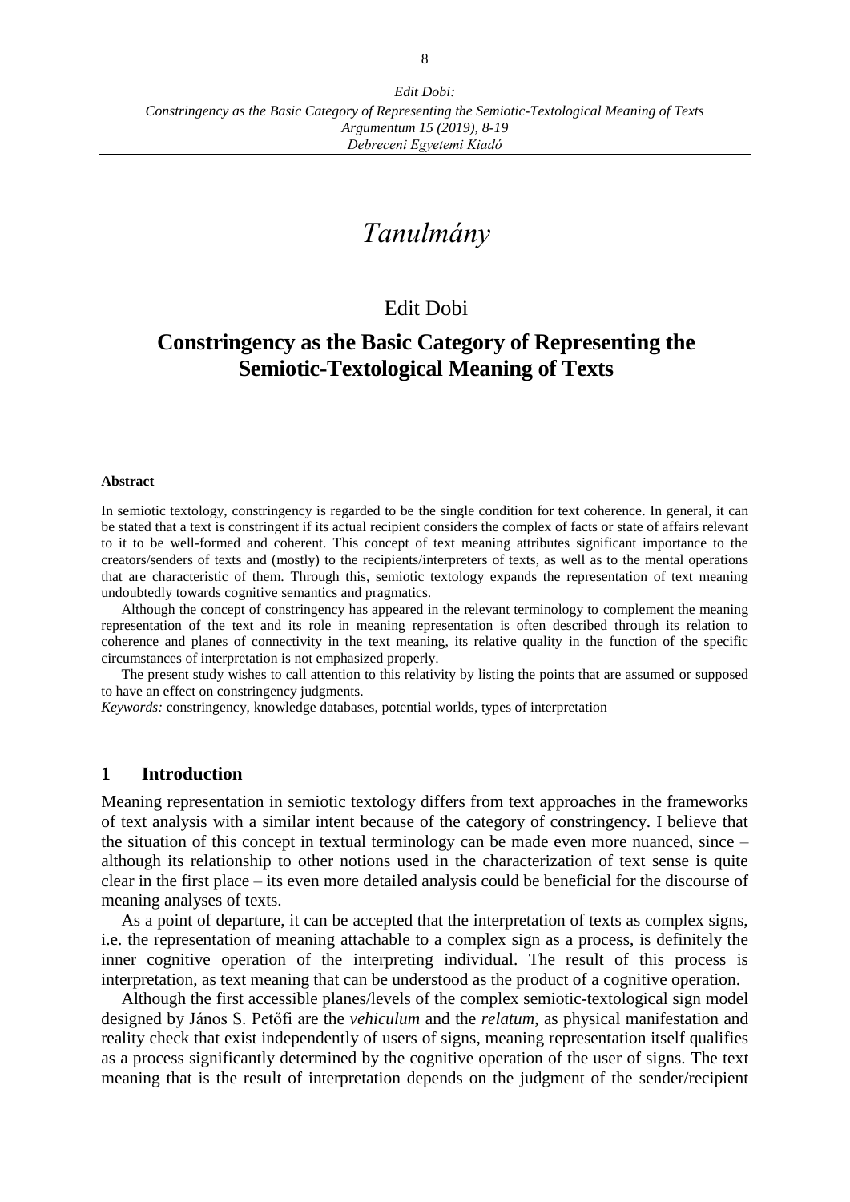# *Tanulmány*

Edit Dobi

## Constringency as the Basic Category of Representing the Semiotic-Textological Meaning of Texts

**Abstract**

In semiotic textology, constringency is regarded to be the single condition for text coherence. In general, it can be stated that a text is constringent if its actual recipient considers the complex of facts or state of affairs relevant to it to be well-formed and coherent. This concept of text meaning attributes significant importance to the creators/senders of texts and (mostly) to the recipients/interpreters of texts, as well as to the mental operations that are characteristic of them. Through this, semiotic textology expands the representation of text meaning undoubtedly towards cognitive semantics and pragmatics.

Although the concept of constringency has appeared in the relevant terminology to complement the meaning representation of the text and its role in meaning representation is often described through its relation to coherence and planes of connectivity in the text meaning, its relative quality in the function of the specific circumstances of interpretation is not emphasized properly.

The present study wishes to call attention to this relativity by listing the points that are assumed or supposed to have an effect on constringency judgments.

*Keywords:* constringency, knowledge databases, potential worlds, types of interpretation

## 1 Introduction

Meaning representation in semiotic textology differs from text approaches in the frameworks of text analysis with a similar intent because of the category of constringency. I believe that the situation of this concept in textual terminology can be made even more nuanced, since – although its relationship to other notions used in the characterization of text sense is quite clear in the first place – its even more detailed analysis could be beneficial for the discourse of meaning analyses of texts.

As a point of departure, it can be accepted that the interpretation of texts as complex signs, i.e. the representation of meaning attachable to a complex sign as a process, is definitely the inner cognitive operation of the interpreting individual. The result of this process is interpretation, as text meaning that can be understood as the product of a cognitive operation.

Although the first accessible planes/levels of the complex semiotic-textological sign model designed by János S. Petőfi are the *vehiculum* and the *relatum*, as physical manifestation and reality check that exist independently of users of signs, meaning representation itself qualifies as a process significantly determined by the cognitive operation of the user of signs. The text meaning that is the result of interpretation depends on the judgment of the sender/recipient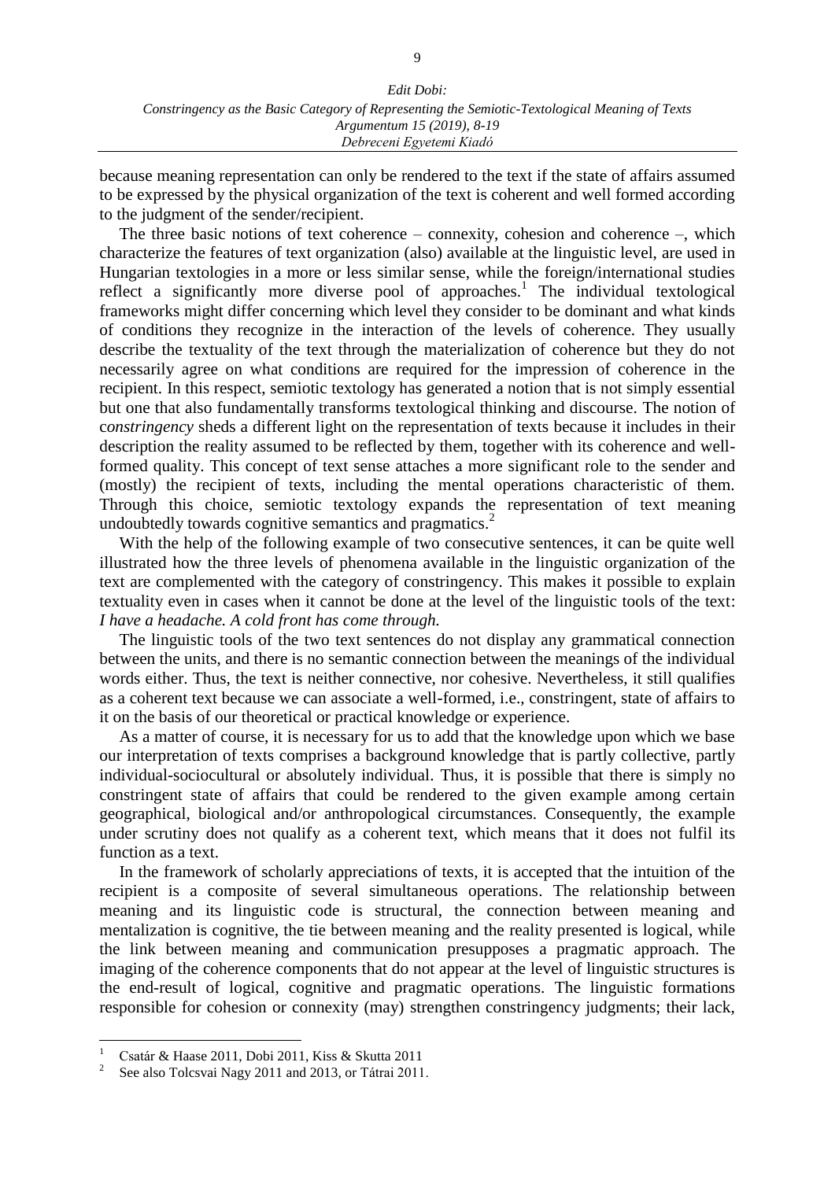because meaning representation can only be rendered to the text if the state of affairs assumed to be expressed by the physical organization of the text is coherent and well formed according to the judgment of the sender/recipient.

The three basic notions of text coherence – connexity, cohesion and coherence –, which characterize the features of text organization (also) available at the linguistic level, are used in Hungarian textologies in a more or less similar sense, while the foreign/international studies reflect a significantly more diverse pool of approaches.[1] The individual textological frameworks might differ concerning which level they consider to be dominant and what kinds of conditions they recognize in the interaction of the levels of coherence. They usually describe the textuality of the text through the materialization of coherence but they do not necessarily agree on what conditions are required for the impression of coherence in the recipient. In this respect, semiotic textology has generated a notion that is not simply essential but one that also fundamentally transforms textological thinking and discourse. The notion of c*onstringency* sheds a different light on the representation of texts because it includes in their description the reality assumed to be reflected by them, together with its coherence and well-formed quality. This concept of text sense attaches a more significant role to the sender and (mostly) the recipient of texts, including the mental operations characteristic of them. Through this choice, semiotic textology expands the representation of text meaning undoubtedly towards cognitive semantics and pragmatics.[2]

With the help of the following example of two consecutive sentences, it can be quite well illustrated how the three levels of phenomena available in the linguistic organization of the text are complemented with the category of constringency. This makes it possible to explain textuality even in cases when it cannot be done at the level of the linguistic tools of the text: *I have a headache. A cold front has come through.*

The linguistic tools of the two text sentences do not display any grammatical connection between the units, and there is no semantic connection between the meanings of the individual words either. Thus, the text is neither connective, nor cohesive. Nevertheless, it still qualifies as a coherent text because we can associate a well-formed, i.e., constringent, state of affairs to it on the basis of our theoretical or practical knowledge or experience.

As a matter of course, it is necessary for us to add that the knowledge upon which we base our interpretation of texts comprises a background knowledge that is partly collective, partly individual-sociocultural or absolutely individual. Thus, it is possible that there is simply no constringent state of affairs that could be rendered to the given example among certain geographical, biological and/or anthropological circumstances. Consequently, the example under scrutiny does not qualify as a coherent text, which means that it does not fulfil its function as a text.

In the framework of scholarly appreciations of texts, it is accepted that the intuition of the recipient is a composite of several simultaneous operations. The relationship between meaning and its linguistic code is structural, the connection between meaning and mentalization is cognitive, the tie between meaning and the reality presented is logical, while the link between meaning and communication presupposes a pragmatic approach. The imaging of the coherence components that do not appear at the level of linguistic structures is the end-result of logical, cognitive and pragmatic operations. The linguistic formations responsible for cohesion or connexity (may) strengthen constringency judgments; their lack,

---

[1] Csatár & Haase 2011, Dobi 2011, Kiss & Skutta 2011

[2] See also Tolcsvai Nagy 2011 and 2013, or Tátrai 2011.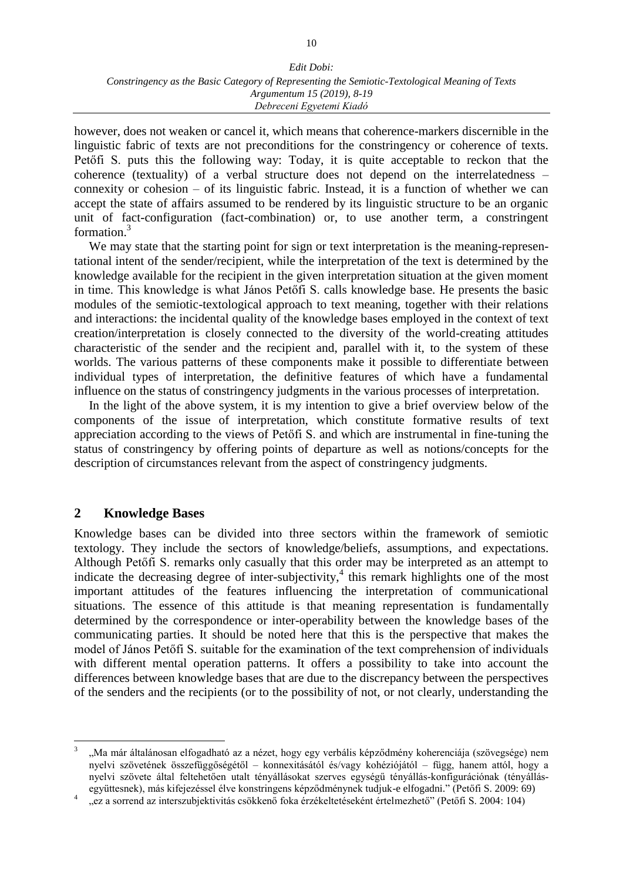however, does not weaken or cancel it, which means that coherence-markers discernible in the linguistic fabric of texts are not preconditions for the constringency or coherence of texts. Petőfi S. puts this the following way: Today, it is quite acceptable to reckon that the coherence (textuality) of a verbal structure does not depend on the interrelatedness – connexity or cohesion – of its linguistic fabric. Instead, it is a function of whether we can accept the state of affairs assumed to be rendered by its linguistic structure to be an organic unit of fact-configuration (fact-combination) or, to use another term, a constringent formation.[3]

We may state that the starting point for sign or text interpretation is the meaning-representational intent of the sender/recipient, while the interpretation of the text is determined by the knowledge available for the recipient in the given interpretation situation at the given moment in time. This knowledge is what János Petőfi S. calls knowledge base. He presents the basic modules of the semiotic-textological approach to text meaning, together with their relations and interactions: the incidental quality of the knowledge bases employed in the context of text creation/interpretation is closely connected to the diversity of the world-creating attitudes characteristic of the sender and the recipient and, parallel with it, to the system of these worlds. The various patterns of these components make it possible to differentiate between individual types of interpretation, the definitive features of which have a fundamental influence on the status of constringency judgments in the various processes of interpretation.

In the light of the above system, it is my intention to give a brief overview below of the components of the issue of interpretation, which constitute formative results of text appreciation according to the views of Petőfi S. and which are instrumental in fine-tuning the status of constringency by offering points of departure as well as notions/concepts for the description of circumstances relevant from the aspect of constringency judgments.

## 2 Knowledge Bases

Knowledge bases can be divided into three sectors within the framework of semiotic textology. They include the sectors of knowledge/beliefs, assumptions, and expectations. Although Petőfi S. remarks only casually that this order may be interpreted as an attempt to indicate the decreasing degree of inter-subjectivity,[4] this remark highlights one of the most important attitudes of the features influencing the interpretation of communicational situations. The essence of this attitude is that meaning representation is fundamentally determined by the correspondence or inter-operability between the knowledge bases of the communicating parties. It should be noted here that this is the perspective that makes the model of János Petőfi S. suitable for the examination of the text comprehension of individuals with different mental operation patterns. It offers a possibility to take into account the differences between knowledge bases that are due to the discrepancy between the perspectives of the senders and the recipients (or to the possibility of not, or not clearly, understanding the

---

[3] „Ma már általánosan elfogadható az a nézet, hogy egy verbális képződmény koherenciája (szövegsége) nem nyelvi szövetének összefüggőségétől – konnexitásától és/vagy kohéziójától – függ, hanem attól, hogy a nyelvi szövete által feltehetően utalt tényállásokat szerves egységű tényállás-konfigurációnak (tényállás-együttesnek), más kifejezéssel élve konstringens képződménynek tudjuk-e elfogadni." (Petőfi S. 2009: 69)

[4] „ez a sorrend az interszubjektivitás csökkenő foka érzékeltetéseként értelmezhető" (Petőfi S. 2004: 104)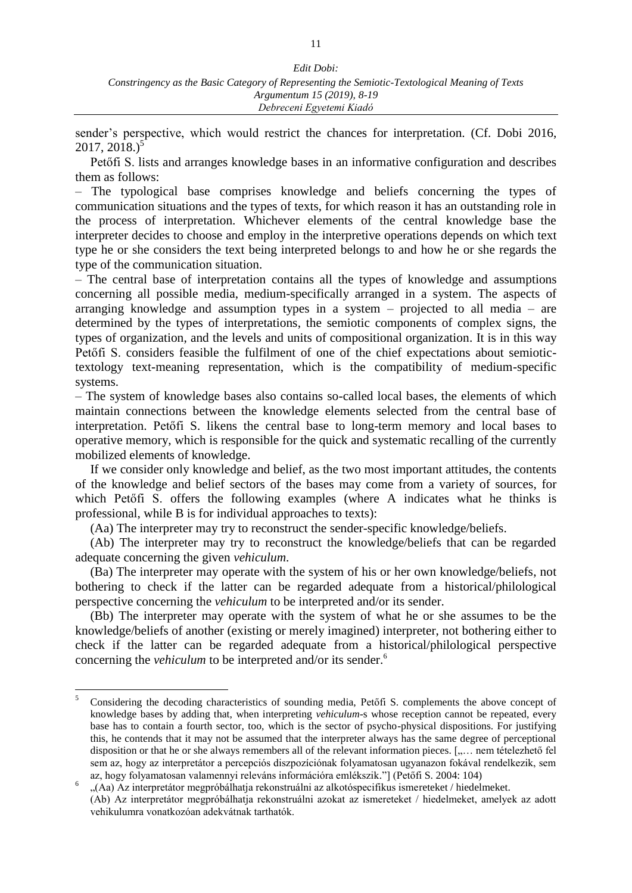sender's perspective, which would restrict the chances for interpretation. (Cf. Dobi 2016, 2017, 2018.)[5]

Petőfi S. lists and arranges knowledge bases in an informative configuration and describes them as follows:

– The typological base comprises knowledge and beliefs concerning the types of communication situations and the types of texts, for which reason it has an outstanding role in the process of interpretation. Whichever elements of the central knowledge base the interpreter decides to choose and employ in the interpretive operations depends on which text type he or she considers the text being interpreted belongs to and how he or she regards the type of the communication situation.

– The central base of interpretation contains all the types of knowledge and assumptions concerning all possible media, medium-specifically arranged in a system. The aspects of arranging knowledge and assumption types in a system – projected to all media – are determined by the types of interpretations, the semiotic components of complex signs, the types of organization, and the levels and units of compositional organization. It is in this way Petőfi S. considers feasible the fulfilment of one of the chief expectations about semiotic-textology text-meaning representation, which is the compatibility of medium-specific systems.

– The system of knowledge bases also contains so-called local bases, the elements of which maintain connections between the knowledge elements selected from the central base of interpretation. Petőfi S. likens the central base to long-term memory and local bases to operative memory, which is responsible for the quick and systematic recalling of the currently mobilized elements of knowledge.

If we consider only knowledge and belief, as the two most important attitudes, the contents of the knowledge and belief sectors of the bases may come from a variety of sources, for which Petőfi S. offers the following examples (where A indicates what he thinks is professional, while B is for individual approaches to texts):

(Aa) The interpreter may try to reconstruct the sender-specific knowledge/beliefs.

(Ab) The interpreter may try to reconstruct the knowledge/beliefs that can be regarded adequate concerning the given *vehiculum*.

(Ba) The interpreter may operate with the system of his or her own knowledge/beliefs, not bothering to check if the latter can be regarded adequate from a historical/philological perspective concerning the *vehiculum* to be interpreted and/or its sender.

(Bb) The interpreter may operate with the system of what he or she assumes to be the knowledge/beliefs of another (existing or merely imagined) interpreter, not bothering either to check if the latter can be regarded adequate from a historical/philological perspective concerning the *vehiculum* to be interpreted and/or its sender.[6]

---

[5] Considering the decoding characteristics of sounding media, Petőfi S. complements the above concept of knowledge bases by adding that, when interpreting *vehiculum*-s whose reception cannot be repeated, every base has to contain a fourth sector, too, which is the sector of psycho-physical dispositions. For justifying this, he contends that it may not be assumed that the interpreter always has the same degree of perceptional disposition or that he or she always remembers all of the relevant information pieces. [„… nem tételezhető fel sem az, hogy az interpretátor a percepciós diszpozíciónak folyamatosan ugyanazon fokával rendelkezik, sem az, hogy folyamatosan valamennyi releváns információra emlékszik."] (Petőfi S. 2004: 104)

[6] „(Aa) Az interpretátor megpróbálhatja rekonstruálni az alkotóspecifikus ismereteket / hiedelmeket.
(Ab) Az interpretátor megpróbálhatja rekonstruálni azokat az ismereteket / hiedelmeket, amelyek az adott vehikulumra vonatkozóan adekvátnak tarthatók.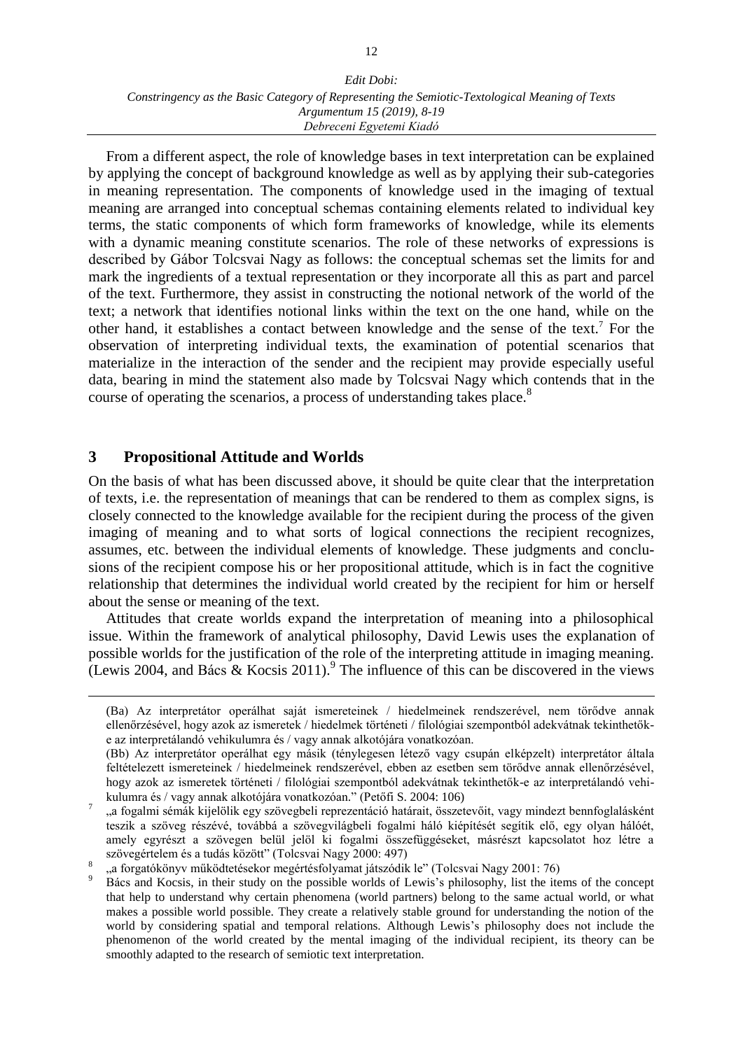From a different aspect, the role of knowledge bases in text interpretation can be explained by applying the concept of background knowledge as well as by applying their sub-categories in meaning representation. The components of knowledge used in the imaging of textual meaning are arranged into conceptual schemas containing elements related to individual key terms, the static components of which form frameworks of knowledge, while its elements with a dynamic meaning constitute scenarios. The role of these networks of expressions is described by Gábor Tolcsvai Nagy as follows: the conceptual schemas set the limits for and mark the ingredients of a textual representation or they incorporate all this as part and parcel of the text. Furthermore, they assist in constructing the notional network of the world of the text; a network that identifies notional links within the text on the one hand, while on the other hand, it establishes a contact between knowledge and the sense of the text.[7] For the observation of interpreting individual texts, the examination of potential scenarios that materialize in the interaction of the sender and the recipient may provide especially useful data, bearing in mind the statement also made by Tolcsvai Nagy which contends that in the course of operating the scenarios, a process of understanding takes place.[8]

## 3 Propositional Attitude and Worlds

On the basis of what has been discussed above, it should be quite clear that the interpretation of texts, i.e. the representation of meanings that can be rendered to them as complex signs, is closely connected to the knowledge available for the recipient during the process of the given imaging of meaning and to what sorts of logical connections the recipient recognizes, assumes, etc. between the individual elements of knowledge. These judgments and conclusions of the recipient compose his or her propositional attitude, which is in fact the cognitive relationship that determines the individual world created by the recipient for him or herself about the sense or meaning of the text.

Attitudes that create worlds expand the interpretation of meaning into a philosophical issue. Within the framework of analytical philosophy, David Lewis uses the explanation of possible worlds for the justification of the role of the interpreting attitude in imaging meaning. (Lewis 2004, and Bács & Kocsis 2011).[9] The influence of this can be discovered in the views

---

(Ba) Az interpretátor operálhat saját ismereteinek / hiedelmeinek rendszerével, nem törődve annak ellenőrzésével, hogy azok az ismeretek / hiedelmek történeti / filológiai szempontból adekvátnak tekinthetők-e az interpretálandó vehikulumra és / vagy annak alkotójára vonatkozóan.

(Bb) Az interpretátor operálhat egy másik (ténylegesen létező vagy csupán elképzelt) interpretátor által feltételezett ismereteinek / hiedelmeinek rendszerével, ebben az esetben sem törődve annak ellenőrzésével, hogy azok az ismeretek történeti / filológiai szempontból adekvátnak tekinthetők-e az interpretálandó vehikulumra és / vagy annak alkotójára vonatkozóan." (Petőfi S. 2004: 106)

[7] „a fogalmi sémák kijelölik egy szövegbeli reprezentáció határait, összetevőit, vagy mindezt bennfoglalásként teszik a szöveg részévé, továbbá a szövegvilágbeli fogalmi háló kiépítését segítik elő, egy olyan hálóét, amely egyrészt a szövegen belül jelöl ki fogalmi összefüggéseket, másrészt kapcsolatot hoz létre a szövegértelem és a tudás között" (Tolcsvai Nagy 2000: 497)

[8] „a forgatókönyv működtetésekor megértésfolyamat játszódik le" (Tolcsvai Nagy 2001: 76)

[9] Bács and Kocsis, in their study on the possible worlds of Lewis's philosophy, list the items of the concept that help to understand why certain phenomena (world partners) belong to the same actual world, or what makes a possible world possible. They create a relatively stable ground for understanding the notion of the world by considering spatial and temporal relations. Although Lewis's philosophy does not include the phenomenon of the world created by the mental imaging of the individual recipient, its theory can be smoothly adapted to the research of semiotic text interpretation.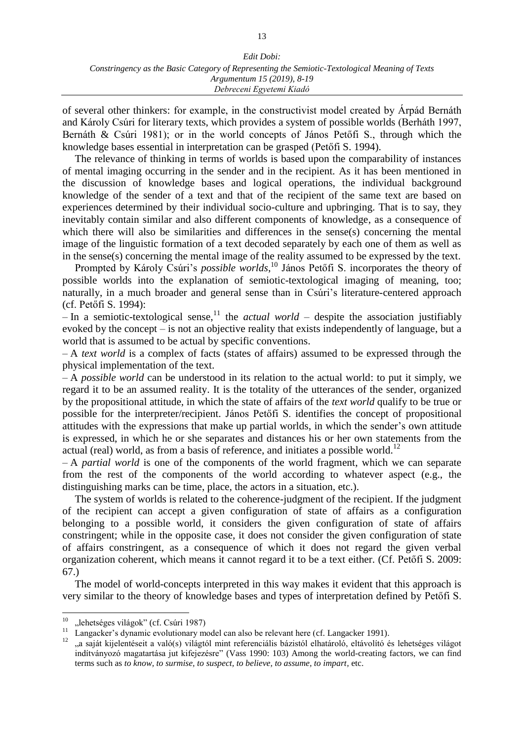of several other thinkers: for example, in the constructivist model created by Árpád Bernáth and Károly Csúri for literary texts, which provides a system of possible worlds (Berháth 1997, Bernáth & Csúri 1981); or in the world concepts of János Petőfi S., through which the knowledge bases essential in interpretation can be grasped (Petőfi S. 1994).

The relevance of thinking in terms of worlds is based upon the comparability of instances of mental imaging occurring in the sender and in the recipient. As it has been mentioned in the discussion of knowledge bases and logical operations, the individual background knowledge of the sender of a text and that of the recipient of the same text are based on experiences determined by their individual socio-culture and upbringing. That is to say, they inevitably contain similar and also different components of knowledge, as a consequence of which there will also be similarities and differences in the sense(s) concerning the mental image of the linguistic formation of a text decoded separately by each one of them as well as in the sense(s) concerning the mental image of the reality assumed to be expressed by the text.

Prompted by Károly Csúri's *possible worlds*,[10] János Petőfi S. incorporates the theory of possible worlds into the explanation of semiotic-textological imaging of meaning, too; naturally, in a much broader and general sense than in Csúri's literature-centered approach (cf. Petőfi S. 1994):

– In a semiotic-textological sense,[11] the *actual world* – despite the association justifiably evoked by the concept – is not an objective reality that exists independently of language, but a world that is assumed to be actual by specific conventions.

– A *text world* is a complex of facts (states of affairs) assumed to be expressed through the physical implementation of the text.

– A *possible world* can be understood in its relation to the actual world: to put it simply, we regard it to be an assumed reality. It is the totality of the utterances of the sender, organized by the propositional attitude, in which the state of affairs of the *text world* qualify to be true or possible for the interpreter/recipient. János Petőfi S. identifies the concept of propositional attitudes with the expressions that make up partial worlds, in which the sender's own attitude is expressed, in which he or she separates and distances his or her own statements from the actual (real) world, as from a basis of reference, and initiates a possible world.[12]

– A *partial world* is one of the components of the world fragment, which we can separate from the rest of the components of the world according to whatever aspect (e.g., the distinguishing marks can be time, place, the actors in a situation, etc.).

The system of worlds is related to the coherence-judgment of the recipient. If the judgment of the recipient can accept a given configuration of state of affairs as a configuration belonging to a possible world, it considers the given configuration of state of affairs constringent; while in the opposite case, it does not consider the given configuration of state of affairs constringent, as a consequence of which it does not regard the given verbal organization coherent, which means it cannot regard it to be a text either. (Cf. Petőfi S. 2009: 67.)

The model of world-concepts interpreted in this way makes it evident that this approach is very similar to the theory of knowledge bases and types of interpretation defined by Petőfi S.

---

[10] „lehetséges világok" (cf. Csúri 1987)

[11] Langacker's dynamic evolutionary model can also be relevant here (cf. Langacker 1991).

[12] „a saját kijelentéseit a való(s) világtól mint referenciális bázistól elhatároló, eltávolító és lehetséges világot indítványozó magatartása jut kifejezésre" (Vass 1990: 103) Among the world-creating factors, we can find terms such as *to know, to surmise, to suspect, to believe, to assume, to impart*, etc.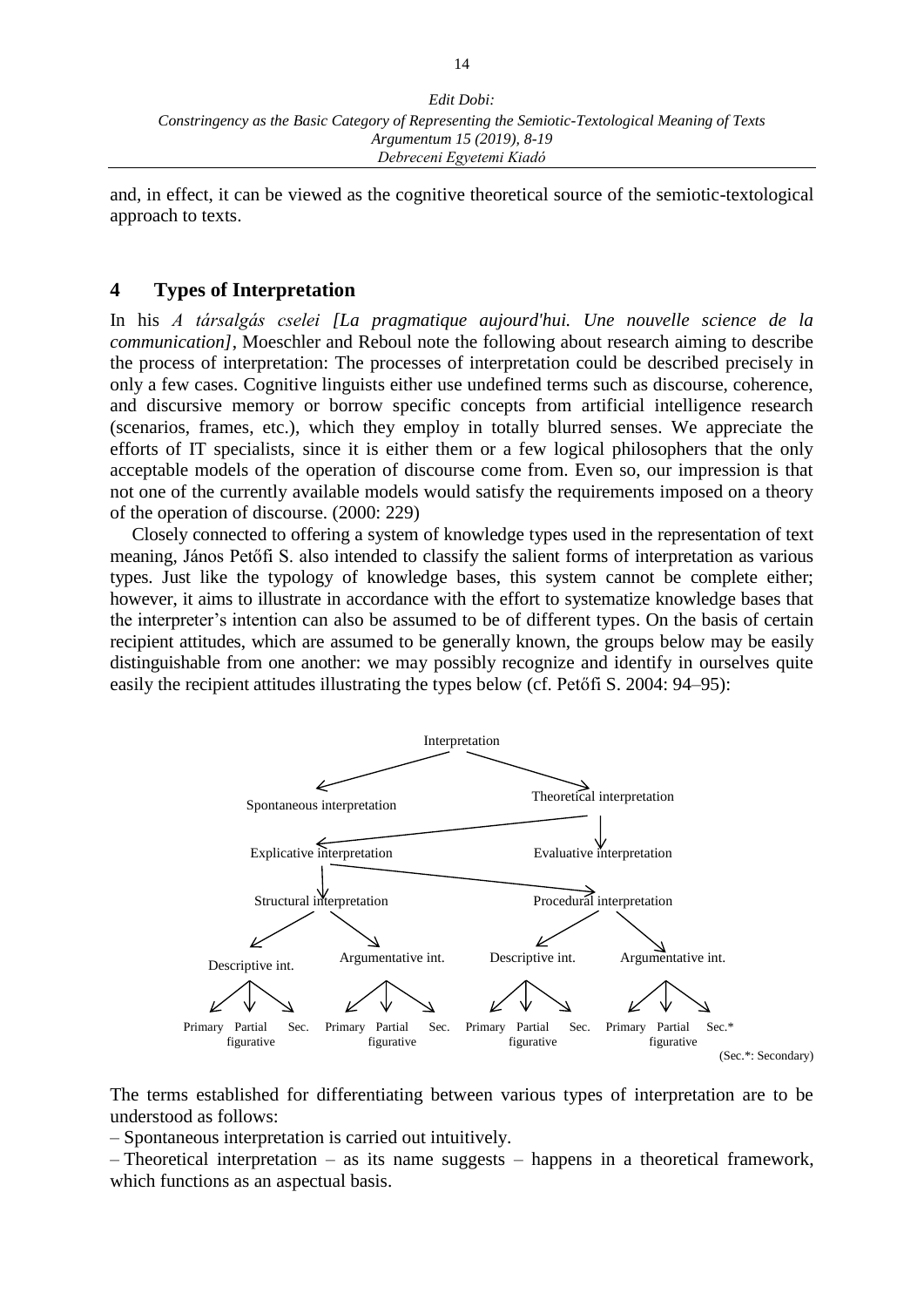and, in effect, it can be viewed as the cognitive theoretical source of the semiotic-textological approach to texts.

## 4 Types of Interpretation

In his *A társalgás cselei [La pragmatique aujourd'hui. Une nouvelle science de la communication]*, Moeschler and Reboul note the following about research aiming to describe the process of interpretation: The processes of interpretation could be described precisely in only a few cases. Cognitive linguists either use undefined terms such as discourse, coherence, and discursive memory or borrow specific concepts from artificial intelligence research (scenarios, frames, etc.), which they employ in totally blurred senses. We appreciate the efforts of IT specialists, since it is either them or a few logical philosophers that the only acceptable models of the operation of discourse come from. Even so, our impression is that not one of the currently available models would satisfy the requirements imposed on a theory of the operation of discourse. (2000: 229)

Closely connected to offering a system of knowledge types used in the representation of text meaning, János Petőfi S. also intended to classify the salient forms of interpretation as various types. Just like the typology of knowledge bases, this system cannot be complete either; however, it aims to illustrate in accordance with the effort to systematize knowledge bases that the interpreter's intention can also be assumed to be of different types. On the basis of certain recipient attitudes, which are assumed to be generally known, the groups below may be easily distinguishable from one another: we may possibly recognize and identify in ourselves quite easily the recipient attitudes illustrating the types below (cf. Petőfi S. 2004: 94–95):

- Interpretation
  - Spontaneous interpretation
  - Theoretical interpretation
    - Explicative interpretation
      - Structural interpretation
        - Descriptive int.
          - Primary
          - Partial figurative
          - Sec.
        - Argumentative int.
          - Primary
          - Partial figurative
          - Sec.
      - Procedural interpretation
        - Descriptive int.
          - Primary
          - Partial figurative
          - Sec.
        - Argumentative int.
          - Primary
          - Partial figurative
          - Sec.*
    - Evaluative interpretation

(Sec.*: Secondary)

The terms established for differentiating between various types of interpretation are to be understood as follows:

– Spontaneous interpretation is carried out intuitively.

– Theoretical interpretation – as its name suggests – happens in a theoretical framework, which functions as an aspectual basis.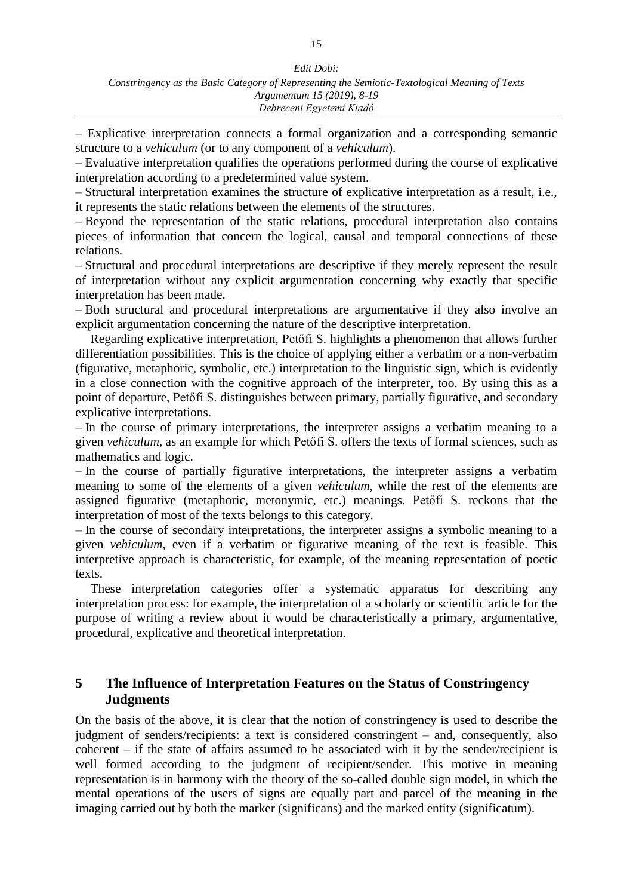– Explicative interpretation connects a formal organization and a corresponding semantic structure to a *vehiculum* (or to any component of a *vehiculum*).

– Evaluative interpretation qualifies the operations performed during the course of explicative interpretation according to a predetermined value system.

– Structural interpretation examines the structure of explicative interpretation as a result, i.e., it represents the static relations between the elements of the structures.

– Beyond the representation of the static relations, procedural interpretation also contains pieces of information that concern the logical, causal and temporal connections of these relations.

– Structural and procedural interpretations are descriptive if they merely represent the result of interpretation without any explicit argumentation concerning why exactly that specific interpretation has been made.

– Both structural and procedural interpretations are argumentative if they also involve an explicit argumentation concerning the nature of the descriptive interpretation.

Regarding explicative interpretation, Petőfi S. highlights a phenomenon that allows further differentiation possibilities. This is the choice of applying either a verbatim or a non-verbatim (figurative, metaphoric, symbolic, etc.) interpretation to the linguistic sign, which is evidently in a close connection with the cognitive approach of the interpreter, too. By using this as a point of departure, Petőfi S. distinguishes between primary, partially figurative, and secondary explicative interpretations.

– In the course of primary interpretations, the interpreter assigns a verbatim meaning to a given *vehiculum*, as an example for which Petőfi S. offers the texts of formal sciences, such as mathematics and logic.

– In the course of partially figurative interpretations, the interpreter assigns a verbatim meaning to some of the elements of a given *vehiculum*, while the rest of the elements are assigned figurative (metaphoric, metonymic, etc.) meanings. Petőfi S. reckons that the interpretation of most of the texts belongs to this category.

– In the course of secondary interpretations, the interpreter assigns a symbolic meaning to a given *vehiculum*, even if a verbatim or figurative meaning of the text is feasible. This interpretive approach is characteristic, for example, of the meaning representation of poetic texts.

These interpretation categories offer a systematic apparatus for describing any interpretation process: for example, the interpretation of a scholarly or scientific article for the purpose of writing a review about it would be characteristically a primary, argumentative, procedural, explicative and theoretical interpretation.

## 5 The Influence of Interpretation Features on the Status of Constringency Judgments

On the basis of the above, it is clear that the notion of constringency is used to describe the judgment of senders/recipients: a text is considered constringent – and, consequently, also coherent – if the state of affairs assumed to be associated with it by the sender/recipient is well formed according to the judgment of recipient/sender. This motive in meaning representation is in harmony with the theory of the so-called double sign model, in which the mental operations of the users of signs are equally part and parcel of the meaning in the imaging carried out by both the marker (significans) and the marked entity (significatum).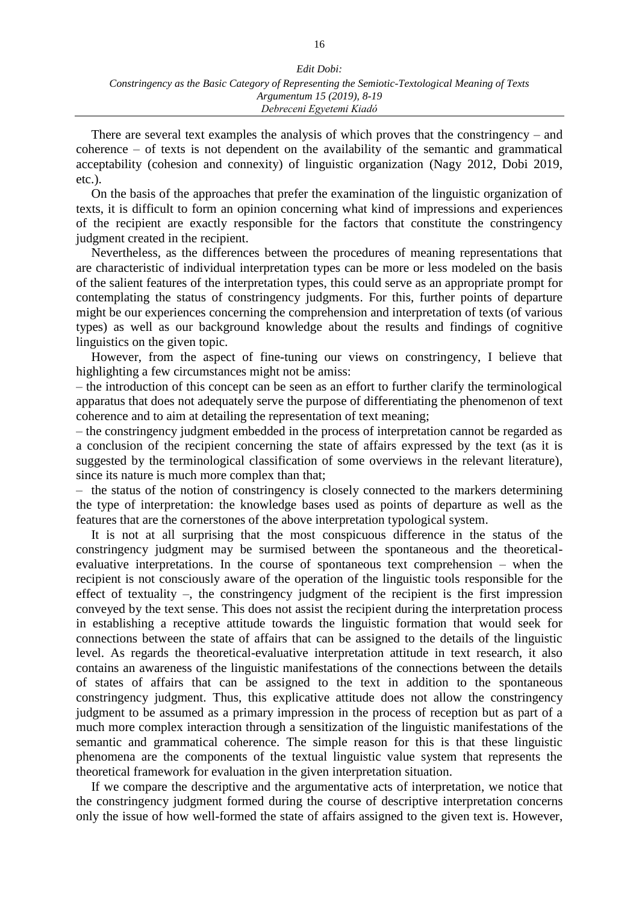There are several text examples the analysis of which proves that the constringency – and coherence – of texts is not dependent on the availability of the semantic and grammatical acceptability (cohesion and connexity) of linguistic organization (Nagy 2012, Dobi 2019, etc.).

On the basis of the approaches that prefer the examination of the linguistic organization of texts, it is difficult to form an opinion concerning what kind of impressions and experiences of the recipient are exactly responsible for the factors that constitute the constringency judgment created in the recipient.

Nevertheless, as the differences between the procedures of meaning representations that are characteristic of individual interpretation types can be more or less modeled on the basis of the salient features of the interpretation types, this could serve as an appropriate prompt for contemplating the status of constringency judgments. For this, further points of departure might be our experiences concerning the comprehension and interpretation of texts (of various types) as well as our background knowledge about the results and findings of cognitive linguistics on the given topic.

However, from the aspect of fine-tuning our views on constringency, I believe that highlighting a few circumstances might not be amiss:

– the introduction of this concept can be seen as an effort to further clarify the terminological apparatus that does not adequately serve the purpose of differentiating the phenomenon of text coherence and to aim at detailing the representation of text meaning;

– the constringency judgment embedded in the process of interpretation cannot be regarded as a conclusion of the recipient concerning the state of affairs expressed by the text (as it is suggested by the terminological classification of some overviews in the relevant literature), since its nature is much more complex than that;

– the status of the notion of constringency is closely connected to the markers determining the type of interpretation: the knowledge bases used as points of departure as well as the features that are the cornerstones of the above interpretation typological system.

It is not at all surprising that the most conspicuous difference in the status of the constringency judgment may be surmised between the spontaneous and the theoretical-evaluative interpretations. In the course of spontaneous text comprehension – when the recipient is not consciously aware of the operation of the linguistic tools responsible for the effect of textuality –, the constringency judgment of the recipient is the first impression conveyed by the text sense. This does not assist the recipient during the interpretation process in establishing a receptive attitude towards the linguistic formation that would seek for connections between the state of affairs that can be assigned to the details of the linguistic level. As regards the theoretical-evaluative interpretation attitude in text research, it also contains an awareness of the linguistic manifestations of the connections between the details of states of affairs that can be assigned to the text in addition to the spontaneous constringency judgment. Thus, this explicative attitude does not allow the constringency judgment to be assumed as a primary impression in the process of reception but as part of a much more complex interaction through a sensitization of the linguistic manifestations of the semantic and grammatical coherence. The simple reason for this is that these linguistic phenomena are the components of the textual linguistic value system that represents the theoretical framework for evaluation in the given interpretation situation.

If we compare the descriptive and the argumentative acts of interpretation, we notice that the constringency judgment formed during the course of descriptive interpretation concerns only the issue of how well-formed the state of affairs assigned to the given text is. However,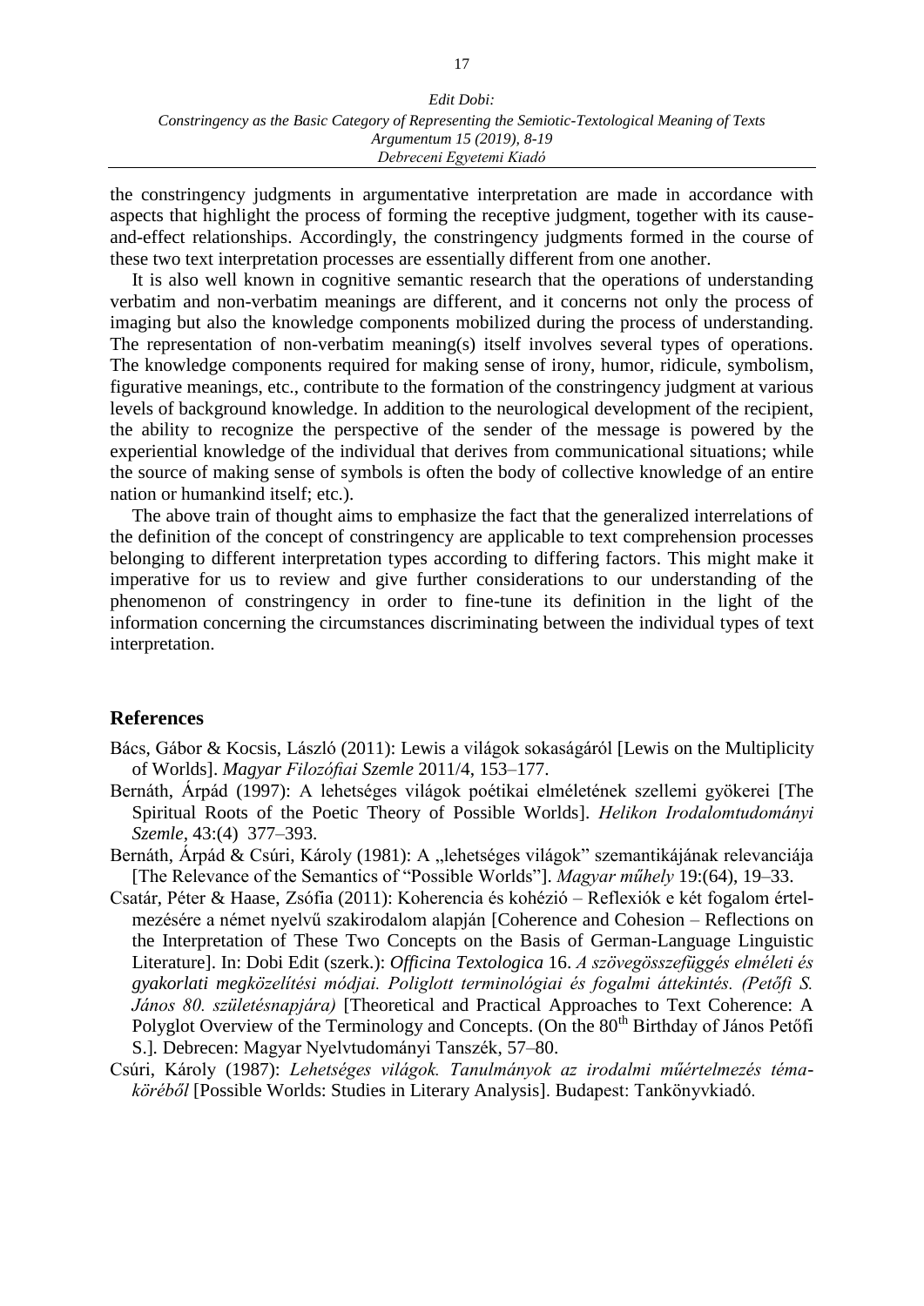the constringency judgments in argumentative interpretation are made in accordance with aspects that highlight the process of forming the receptive judgment, together with its cause-and-effect relationships. Accordingly, the constringency judgments formed in the course of these two text interpretation processes are essentially different from one another.

It is also well known in cognitive semantic research that the operations of understanding verbatim and non-verbatim meanings are different, and it concerns not only the process of imaging but also the knowledge components mobilized during the process of understanding. The representation of non-verbatim meaning(s) itself involves several types of operations. The knowledge components required for making sense of irony, humor, ridicule, symbolism, figurative meanings, etc., contribute to the formation of the constringency judgment at various levels of background knowledge. In addition to the neurological development of the recipient, the ability to recognize the perspective of the sender of the message is powered by the experiential knowledge of the individual that derives from communicational situations; while the source of making sense of symbols is often the body of collective knowledge of an entire nation or humankind itself; etc.).

The above train of thought aims to emphasize the fact that the generalized interrelations of the definition of the concept of constringency are applicable to text comprehension processes belonging to different interpretation types according to differing factors. This might make it imperative for us to review and give further considerations to our understanding of the phenomenon of constringency in order to fine-tune its definition in the light of the information concerning the circumstances discriminating between the individual types of text interpretation.

## References

Bács, Gábor & Kocsis, László (2011): Lewis a világok sokaságáról [Lewis on the Multiplicity of Worlds]. *Magyar Filozófiai Szemle* 2011/4, 153–177.

Bernáth, Árpád (1997): A lehetséges világok poétikai elméletének szellemi gyökerei [The Spiritual Roots of the Poetic Theory of Possible Worlds]. *Helikon Irodalomtudományi Szemle*, 43:(4) 377–393.

Bernáth, Árpád & Csúri, Károly (1981): A „lehetséges világok" szemantikájának relevanciája [The Relevance of the Semantics of "Possible Worlds"]. *Magyar műhely* 19:(64), 19–33.

Csatár, Péter & Haase, Zsófia (2011): Koherencia és kohézió – Reflexiók e két fogalom értelmezésére a német nyelvű szakirodalom alapján [Coherence and Cohesion – Reflections on the Interpretation of These Two Concepts on the Basis of German-Language Linguistic Literature]. In: Dobi Edit (szerk.): *Officina Textologica* 16. *A szövegösszefüggés elméleti és gyakorlati megközelítési módjai. Poliglott terminológiai és fogalmi áttekintés. (Petőfi S. János 80. születésnapjára)* [Theoretical and Practical Approaches to Text Coherence: A Polyglot Overview of the Terminology and Concepts. (On the 80th Birthday of János Petőfi S.]. Debrecen: Magyar Nyelvtudományi Tanszék, 57–80.

Csúri, Károly (1987): *Lehetséges világok. Tanulmányok az irodalmi műértelmezés témaköréből* [Possible Worlds: Studies in Literary Analysis]. Budapest: Tankönyvkiadó.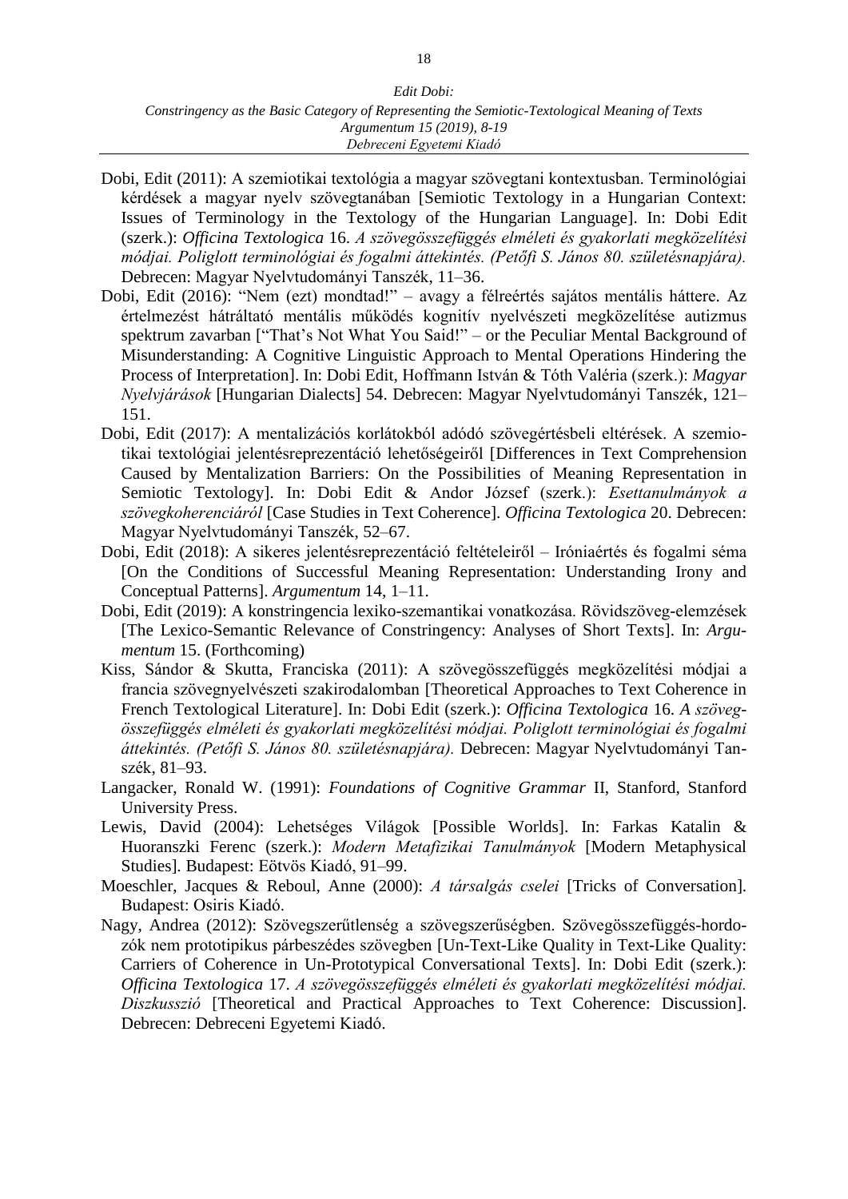Dobi, Edit (2011): A szemiotikai textológia a magyar szövegtani kontextusban. Terminológiai kérdések a magyar nyelv szövegtanában [Semiotic Textology in a Hungarian Context: Issues of Terminology in the Textology of the Hungarian Language]. In: Dobi Edit (szerk.): *Officina Textologica* 16. *A szövegösszefüggés elméleti és gyakorlati megközelítési módjai. Poliglott terminológiai és fogalmi áttekintés. (Petőfi S. János 80. születésnapjára).* Debrecen: Magyar Nyelvtudományi Tanszék, 11–36.

Dobi, Edit (2016): "Nem (ezt) mondtad!" – avagy a félreértés sajátos mentális háttere. Az értelmezést hátráltató mentális működés kognitív nyelvészeti megközelítése autizmus spektrum zavarban ["That's Not What You Said!" – or the Peculiar Mental Background of Misunderstanding: A Cognitive Linguistic Approach to Mental Operations Hindering the Process of Interpretation]. In: Dobi Edit, Hoffmann István & Tóth Valéria (szerk.): *Magyar Nyelvjárások* [Hungarian Dialects] 54. Debrecen: Magyar Nyelvtudományi Tanszék, 121–151.

Dobi, Edit (2017): A mentalizációs korlátokból adódó szövegértésbeli eltérések. A szemiotikai textológiai jelentésreprezentáció lehetőségeiről [Differences in Text Comprehension Caused by Mentalization Barriers: On the Possibilities of Meaning Representation in Semiotic Textology]. In: Dobi Edit & Andor József (szerk.): *Esettanulmányok a szövegkoherenciáról* [Case Studies in Text Coherence]. *Officina Textologica* 20. Debrecen: Magyar Nyelvtudományi Tanszék, 52–67.

Dobi, Edit (2018): A sikeres jelentésreprezentáció feltételeiről – Irónia­értés és fogalmi séma [On the Conditions of Successful Meaning Representation: Understanding Irony and Conceptual Patterns]. *Argumentum* 14, 1–11.

Dobi, Edit (2019): A konstringencia lexiko-szemantikai vonatkozása. Rövidszöveg-elemzések [The Lexico-Semantic Relevance of Constringency: Analyses of Short Texts]. In: *Argumentum* 15. (Forthcoming)

Kiss, Sándor & Skutta, Franciska (2011): A szövegösszefüggés megközelítési módjai a francia szövegnyelvészeti szakirodalomban [Theoretical Approaches to Text Coherence in French Textological Literature]. In: Dobi Edit (szerk.): *Officina Textologica* 16. *A szövegösszefüggés elméleti és gyakorlati megközelítési módjai. Poliglott terminológiai és fogalmi áttekintés. (Petőfi S. János 80. születésnapjára).* Debrecen: Magyar Nyelvtudományi Tanszék, 81–93.

Langacker, Ronald W. (1991): *Foundations of Cognitive Grammar* II, Stanford, Stanford University Press.

Lewis, David (2004): Lehetséges Világok [Possible Worlds]. In: Farkas Katalin & Huoranszki Ferenc (szerk.): *Modern Metafizikai Tanulmányok* [Modern Metaphysical Studies]. Budapest: Eötvös Kiadó, 91–99.

Moeschler, Jacques & Reboul, Anne (2000): *A társalgás cselei* [Tricks of Conversation]. Budapest: Osiris Kiadó.

Nagy, Andrea (2012): Szövegszerűtlenség a szövegszerűségben. Szövegösszefüggés-hordozók nem prototipikus párbeszédes szövegben [Un-Text-Like Quality in Text-Like Quality: Carriers of Coherence in Un-Prototypical Conversational Texts]. In: Dobi Edit (szerk.): *Officina Textologica* 17. *A szövegösszefüggés elméleti és gyakorlati megközelítési módjai. Diszkusszió* [Theoretical and Practical Approaches to Text Coherence: Discussion]. Debrecen: Debreceni Egyetemi Kiadó.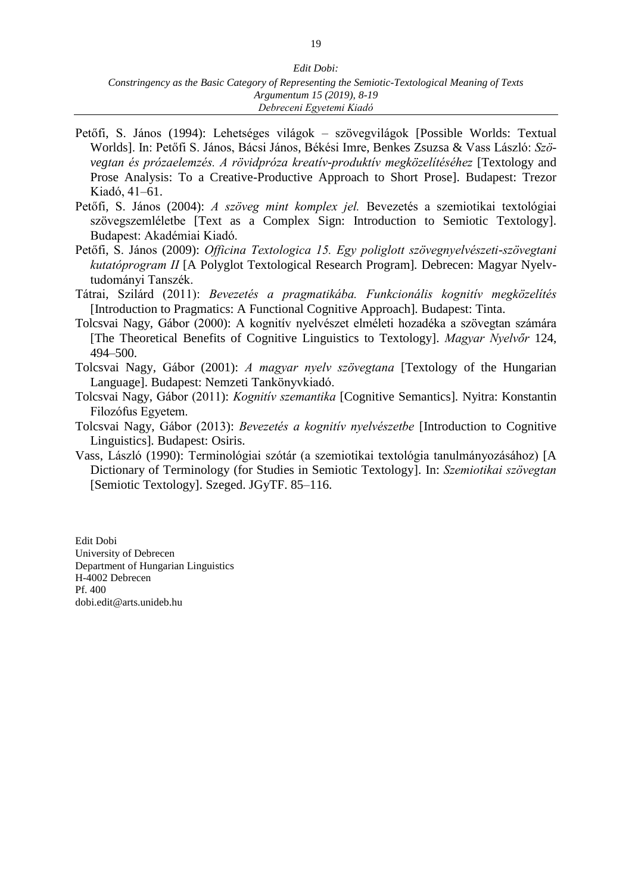Petőfi, S. János (1994): Lehetséges világok – szövegvilágok [Possible Worlds: Textual Worlds]. In: Petőfi S. János, Bácsi János, Békési Imre, Benkes Zsuzsa & Vass László: *Szövegtan és prózaelemzés. A rövidpróza kreatív-produktív megközelítéséhez* [Textology and Prose Analysis: To a Creative-Productive Approach to Short Prose]. Budapest: Trezor Kiadó, 41–61.

Petőfi, S. János (2004): *A szöveg mint komplex jel.* Bevezetés a szemiotikai textológiai szövegszemléletbe [Text as a Complex Sign: Introduction to Semiotic Textology]. Budapest: Akadémiai Kiadó.

Petőfi, S. János (2009): *Officina Textologica 15. Egy poliglott szövegnyelvészeti-szövegtani kutatóprogram II* [A Polyglot Textological Research Program]. Debrecen: Magyar Nyelvtudományi Tanszék.

Tátrai, Szilárd (2011): *Bevezetés a pragmatikába. Funkcionális kognitív megközelítés* [Introduction to Pragmatics: A Functional Cognitive Approach]. Budapest: Tinta.

Tolcsvai Nagy, Gábor (2000): A kognitív nyelvészet elméleti hozadéka a szövegtan számára [The Theoretical Benefits of Cognitive Linguistics to Textology]. *Magyar Nyelvőr* 124, 494–500.

Tolcsvai Nagy, Gábor (2001): *A magyar nyelv szövegtana* [Textology of the Hungarian Language]. Budapest: Nemzeti Tankönyvkiadó.

Tolcsvai Nagy, Gábor (2011): *Kognitív szemantika* [Cognitive Semantics]. Nyitra: Konstantin Filozófus Egyetem.

Tolcsvai Nagy, Gábor (2013): *Bevezetés a kognitív nyelvészetbe* [Introduction to Cognitive Linguistics]. Budapest: Osiris.

Vass, László (1990): Terminológiai szótár (a szemiotikai textológia tanulmányozásához) [A Dictionary of Terminology (for Studies in Semiotic Textology]. In: *Szemiotikai szövegtan* [Semiotic Textology]. Szeged. JGyTF. 85–116.

Edit Dobi
University of Debrecen
Department of Hungarian Linguistics
H-4002 Debrecen
Pf. 400
dobi.edit@arts.unideb.hu